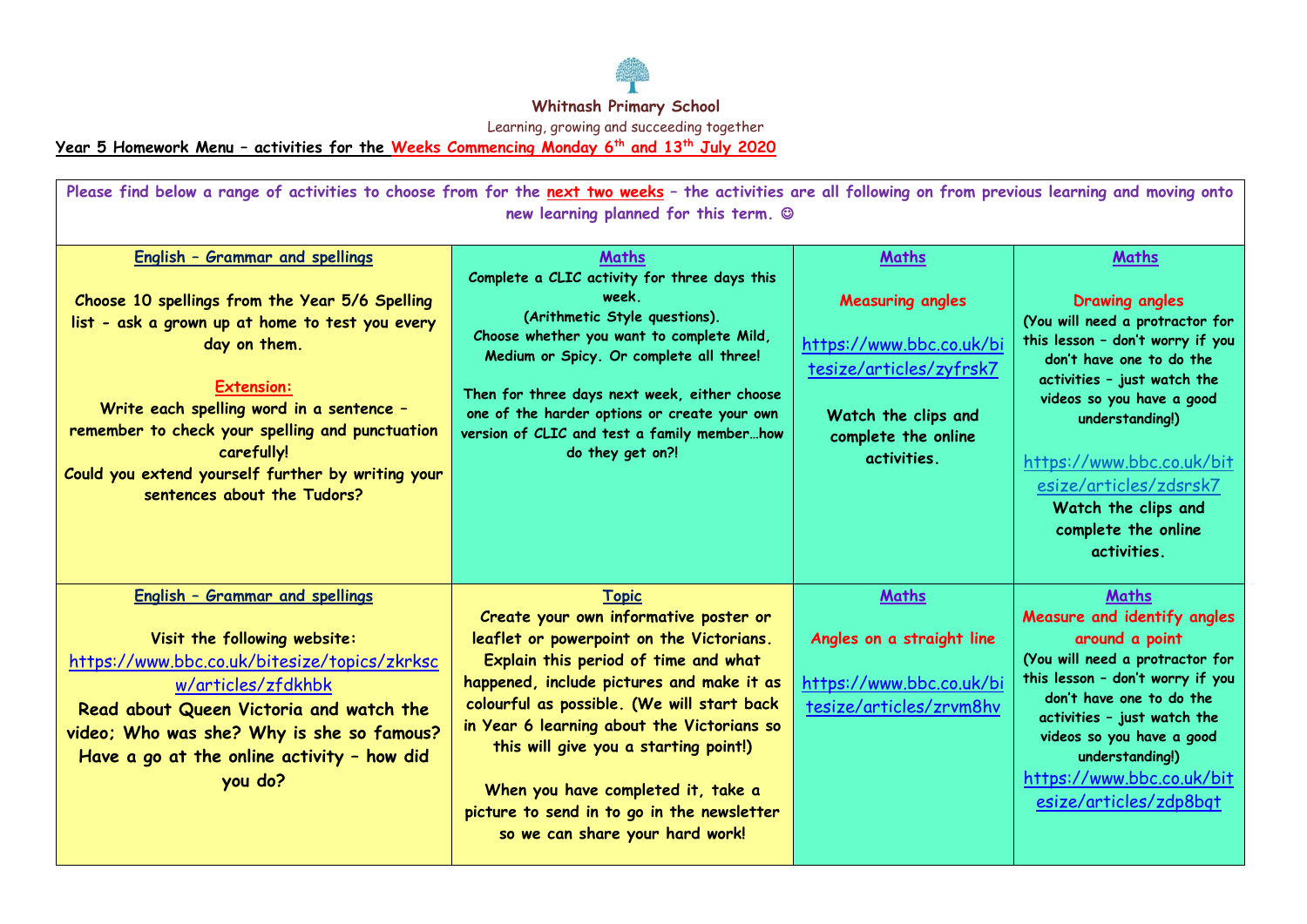**Whitnash Primary School**

Learning, growing and succeeding together

**Year 5 Homework Menu – activities for the Weeks Commencing Monday 6th and 13th July 2020**

**Please find below a range of activities to choose from for the next two weeks – the activities are all following on from previous learning and moving onto new learning planned for this term. ☺**

| English – Grammar and spellings | Maths | Maths | Maths |
| --- | --- | --- | --- |
| Choose 10 spellings from the Year 5/6 Spelling list - ask a grown up at home to test you every day on them.<br><br>**Extension:**<br>Write each spelling word in a sentence – remember to check your spelling and punctuation carefully!<br>Could you extend yourself further by writing your sentences about the Tudors? | Complete a CLIC activity for three days this week.<br>(Arithmetic Style questions).<br>Choose whether you want to complete Mild, Medium or Spicy. Or complete all three!<br><br>Then for three days next week, either choose one of the harder options or create your own version of CLIC and test a family member…how do they get on?! | **Measuring angles**<br><br>https://www.bbc.co.uk/bitesize/articles/zyfrsk7<br><br>Watch the clips and complete the online activities. | **Drawing angles**<br>(You will need a protractor for this lesson – don't worry if you don't have one to do the activities – just watch the videos so you have a good understanding!)<br><br>https://www.bbc.co.uk/bitesize/articles/zdsrsk7<br>Watch the clips and complete the online activities. |
| **English – Grammar and spellings**<br><br>Visit the following website:<br>https://www.bbc.co.uk/bitesize/topics/zkrkscw/articles/zfdkhbk<br>Read about Queen Victoria and watch the video; Who was she? Why is she so famous? Have a go at the online activity – how did you do? | **Topic**<br>Create your own informative poster or leaflet or powerpoint on the Victorians. Explain this period of time and what happened, include pictures and make it as colourful as possible. (We will start back in Year 6 learning about the Victorians so this will give you a starting point!)<br><br>When you have completed it, take a picture to send in to go in the newsletter so we can share your hard work! | **Maths**<br><br>**Angles on a straight line**<br><br>https://www.bbc.co.uk/bitesize/articles/zrvm8hv | **Maths**<br>**Measure and identify angles around a point**<br>(You will need a protractor for this lesson – don't worry if you don't have one to do the activities – just watch the videos so you have a good understanding!)<br>https://www.bbc.co.uk/bitesize/articles/zdp8bqt |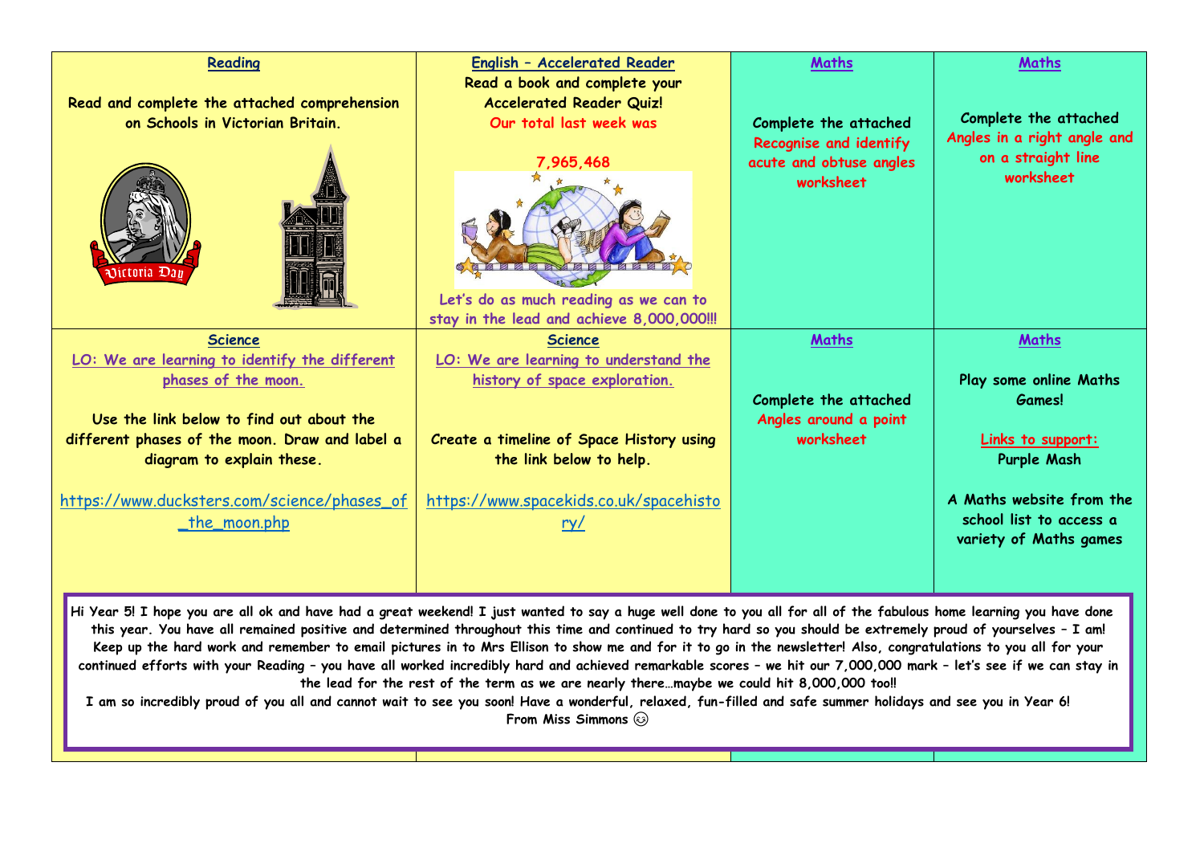| Reading | English – Accelerated Reader | Maths | Maths |
|---|---|---|---|
| Read and complete the attached comprehension on Schools in Victorian Britain. | Read a book and complete your Accelerated Reader Quiz! Our total last week was 7,965,468 Let's do as much reading as we can to stay in the lead and achieve 8,000,000!!! | Complete the attached Recognise and identify acute and obtuse angles worksheet | Complete the attached Angles in a right angle and on a straight line worksheet |
| **Science** | **Science** | **Maths** | **Maths** |
| LO: We are learning to identify the different phases of the moon. Use the link below to find out about the different phases of the moon. Draw and label a diagram to explain these. https://www.ducksters.com/science/phases_of_the_moon.php | LO: We are learning to understand the history of space exploration. Create a timeline of Space History using the link below to help. https://www.spacekids.co.uk/spacehistory/ | Complete the attached Angles around a point worksheet | Play some online Maths Games! Links to support: Purple Mash A Maths website from the school list to access a variety of Maths games |

Hi Year 5! I hope you are all ok and have had a great weekend! I just wanted to say a huge well done to you all for all of the fabulous home learning you have done this year. You have all remained positive and determined throughout this time and continued to try hard so you should be extremely proud of yourselves – I am! Keep up the hard work and remember to email pictures in to Mrs Ellison to show me and for it to go in the newsletter! Also, congratulations to you all for your continued efforts with your Reading – you have all worked incredibly hard and achieved remarkable scores – we hit our 7,000,000 mark – let's see if we can stay in the lead for the rest of the term as we are nearly there…maybe we could hit 8,000,000 too!!

I am so incredibly proud of you all and cannot wait to see you soon! Have a wonderful, relaxed, fun-filled and safe summer holidays and see you in Year 6!

From Miss Simmons ☺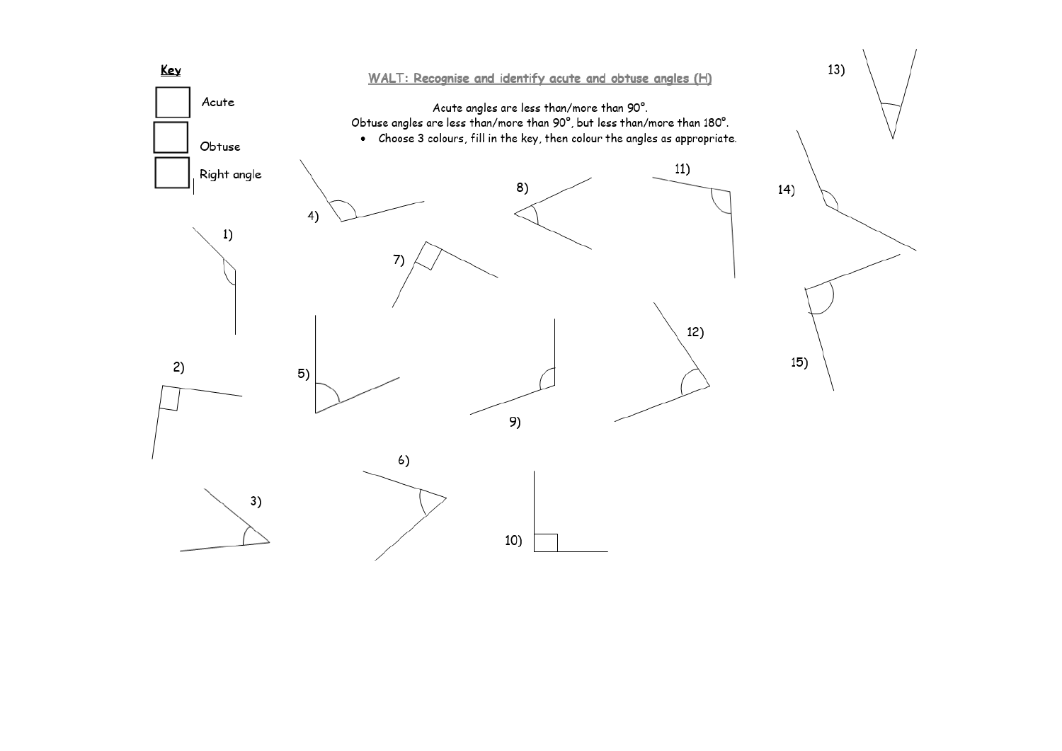**Key**

- Acute
- Obtuse
- Right angle

**WALT: Recognise and identify acute and obtuse angles (H)**

Acute angles are less than/more than 90°.

Obtuse angles are less than/more than 90°, but less than/more than 180°.

- Choose 3 colours, fill in the key, then colour the angles as appropriate.

1)

2)

3)

4)

5)

6)

7)

8)

9)

10)

11)

12)

13)

14)

15)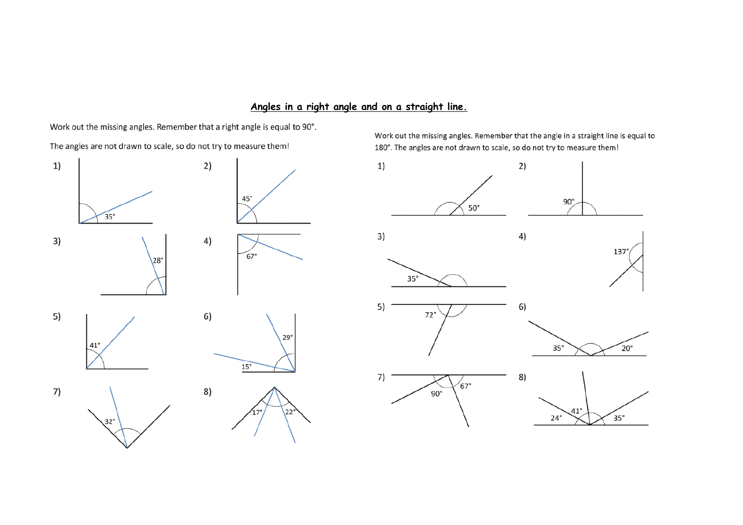# Angles in a right angle and on a straight line.

Work out the missing angles. Remember that a right angle is equal to 90°.

The angles are not drawn to scale, so do not try to measure them!

1) 35°

2) 45°

3) 28°

4) 67°

5) 41°

6) 29° 15°

7) 32°

8) 17° 22°

Work out the missing angles. Remember that the angle in a straight line is equal to 180°. The angles are not drawn to scale, so do not try to measure them!

1) 50°

2) 90°

3) 35°

4) 137°

5) 72°

6) 35° 20°

7) 90° 67°

8) 24° 41° 35°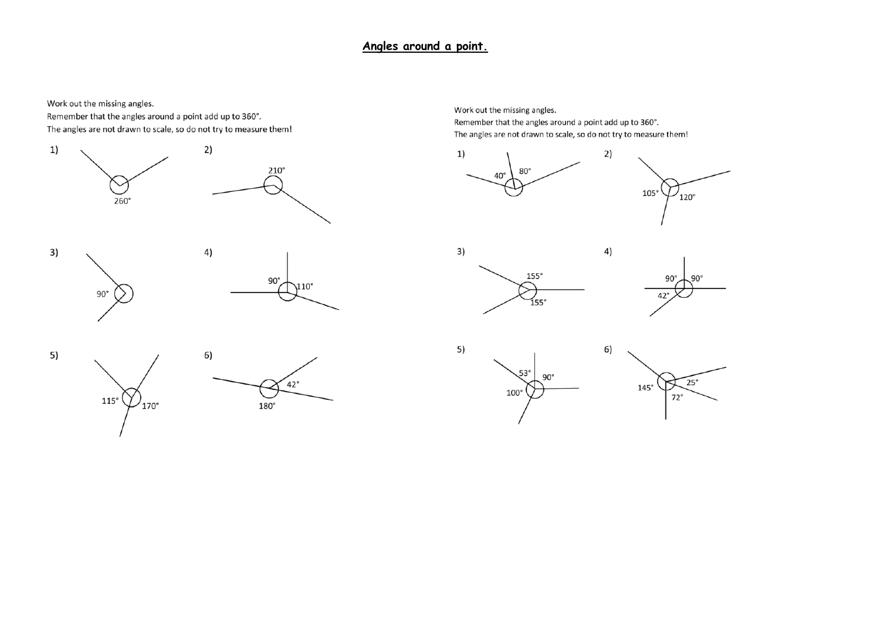# Angles around a point.

Work out the missing angles.
Remember that the angles around a point add up to 360°.
The angles are not drawn to scale, so do not try to measure them!

1) 260°

2) 210°

3) 90°

4) 90° 110°

5) 115° 170°

6) 42° 180°

Work out the missing angles.
Remember that the angles around a point add up to 360°.
The angles are not drawn to scale, so do not try to measure them!

1) 40° 80°

2) 105° 120°

3) 155° 155°

4) 90° 90° 42°

5) 53° 90° 100°

6) 145° 25° 72°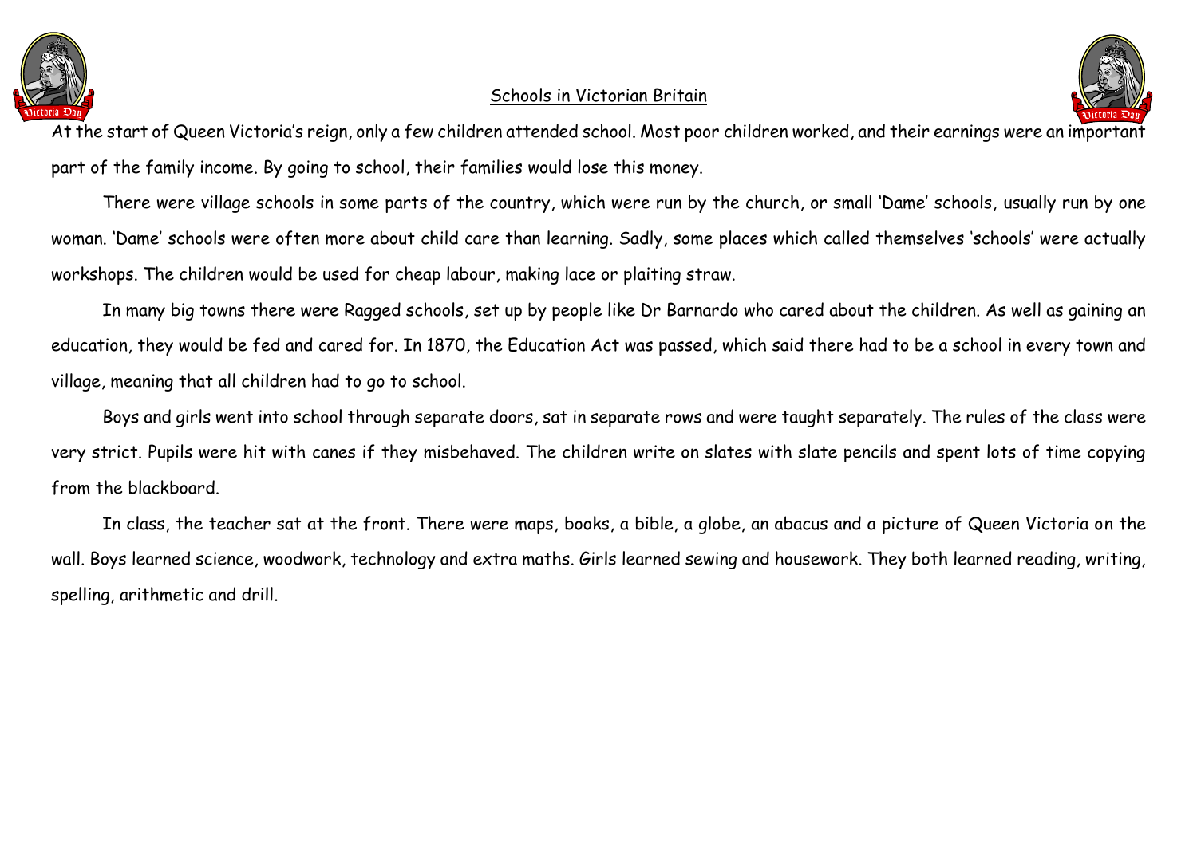# Schools in Victorian Britain

At the start of Queen Victoria's reign, only a few children attended school. Most poor children worked, and their earnings were an important part of the family income. By going to school, their families would lose this money.

There were village schools in some parts of the country, which were run by the church, or small 'Dame' schools, usually run by one woman. 'Dame' schools were often more about child care than learning. Sadly, some places which called themselves 'schools' were actually workshops. The children would be used for cheap labour, making lace or plaiting straw.

In many big towns there were Ragged schools, set up by people like Dr Barnardo who cared about the children. As well as gaining an education, they would be fed and cared for. In 1870, the Education Act was passed, which said there had to be a school in every town and village, meaning that all children had to go to school.

Boys and girls went into school through separate doors, sat in separate rows and were taught separately. The rules of the class were very strict. Pupils were hit with canes if they misbehaved. The children write on slates with slate pencils and spent lots of time copying from the blackboard.

In class, the teacher sat at the front. There were maps, books, a bible, a globe, an abacus and a picture of Queen Victoria on the wall. Boys learned science, woodwork, technology and extra maths. Girls learned sewing and housework. They both learned reading, writing, spelling, arithmetic and drill.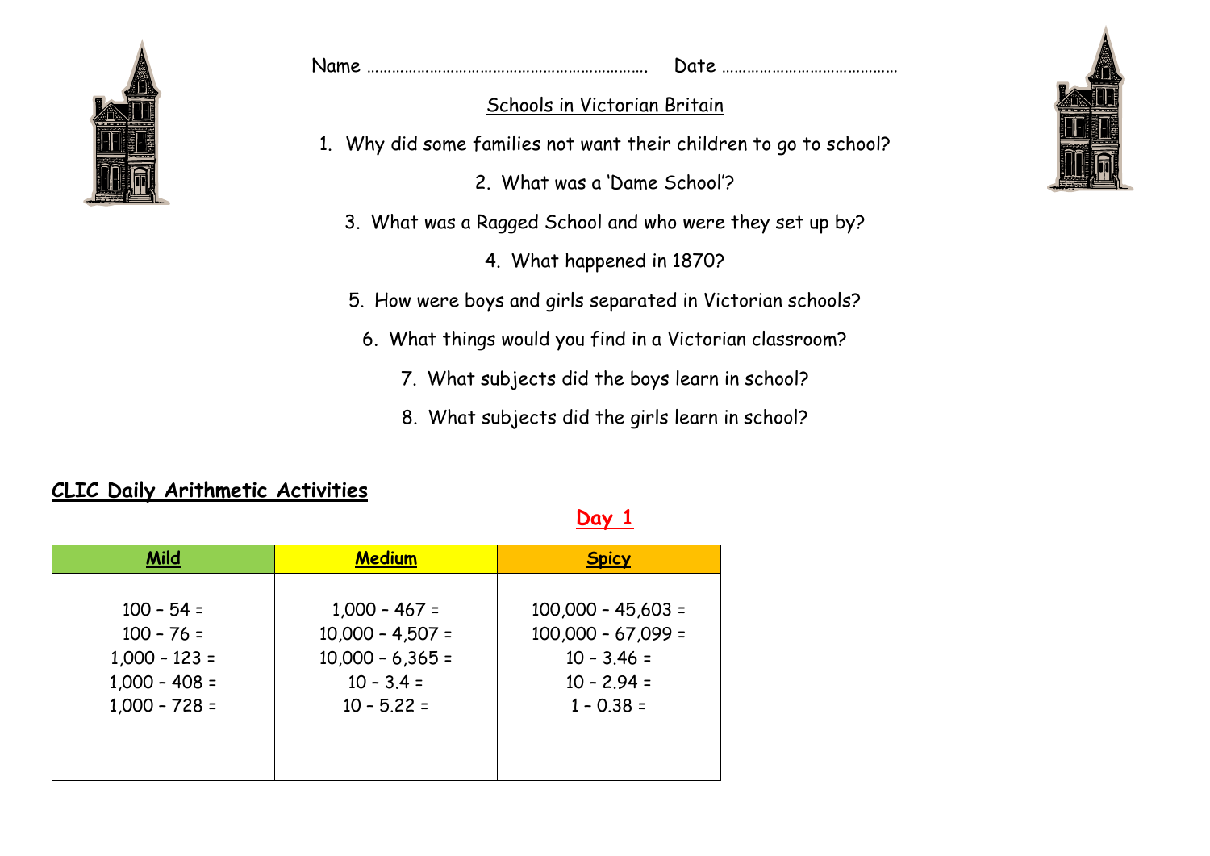Name ………………………………………………………… Date …………………………………

## Schools in Victorian Britain

1. Why did some families not want their children to go to school?
2. What was a 'Dame School'?
3. What was a Ragged School and who were they set up by?
4. What happened in 1870?
5. How were boys and girls separated in Victorian schools?
6. What things would you find in a Victorian classroom?
7. What subjects did the boys learn in school?
8. What subjects did the girls learn in school?

## CLIC Daily Arithmetic Activities

**Day 1**

| Mild | Medium | Spicy |
|---|---|---|
| 100 – 54 = | 1,000 – 467 = | 100,000 – 45,603 = |
| 100 – 76 = | 10,000 – 4,507 = | 100,000 – 67,099 = |
| 1,000 – 123 = | 10,000 – 6,365 = | 10 – 3.46 = |
| 1,000 – 408 = | 10 – 3.4 = | 10 – 2.94 = |
| 1,000 – 728 = | 10 – 5.22 = | 1 – 0.38 = |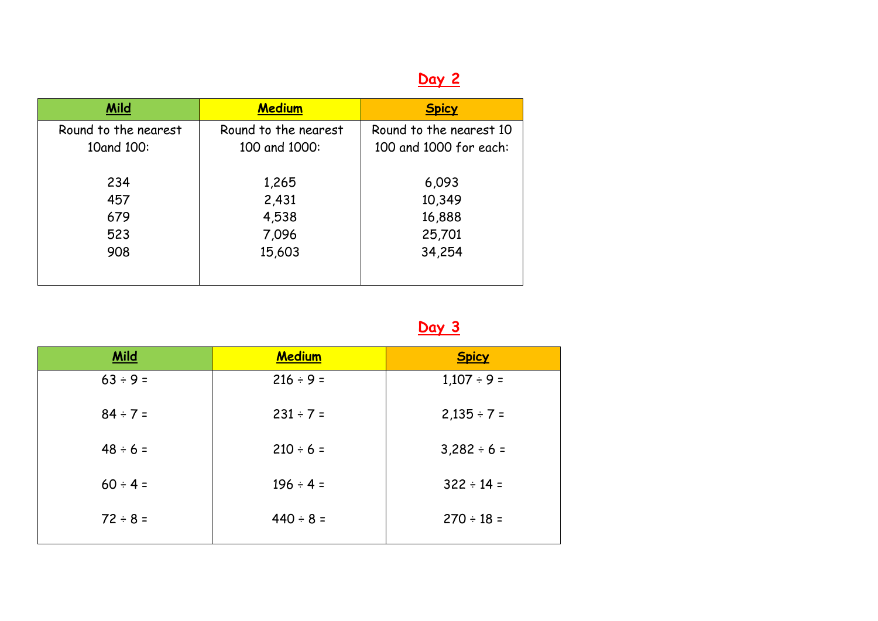## Day 2

| **Mild** | **Medium** | **Spicy** |
|---|---|---|
| Round to the nearest 10and 100: | Round to the nearest 100 and 1000: | Round to the nearest 10 100 and 1000 for each: |
| 234 | 1,265 | 6,093 |
| 457 | 2,431 | 10,349 |
| 679 | 4,538 | 16,888 |
| 523 | 7,096 | 25,701 |
| 908 | 15,603 | 34,254 |

## Day 3

| **Mild** | **Medium** | **Spicy** |
|---|---|---|
| 63 ÷ 9 = | 216 ÷ 9 = | 1,107 ÷ 9 = |
| 84 ÷ 7 = | 231 ÷ 7 = | 2,135 ÷ 7 = |
| 48 ÷ 6 = | 210 ÷ 6 = | 3,282 ÷ 6 = |
| 60 ÷ 4 = | 196 ÷ 4 = | 322 ÷ 14 = |
| 72 ÷ 8 = | 440 ÷ 8 = | 270 ÷ 18 = |